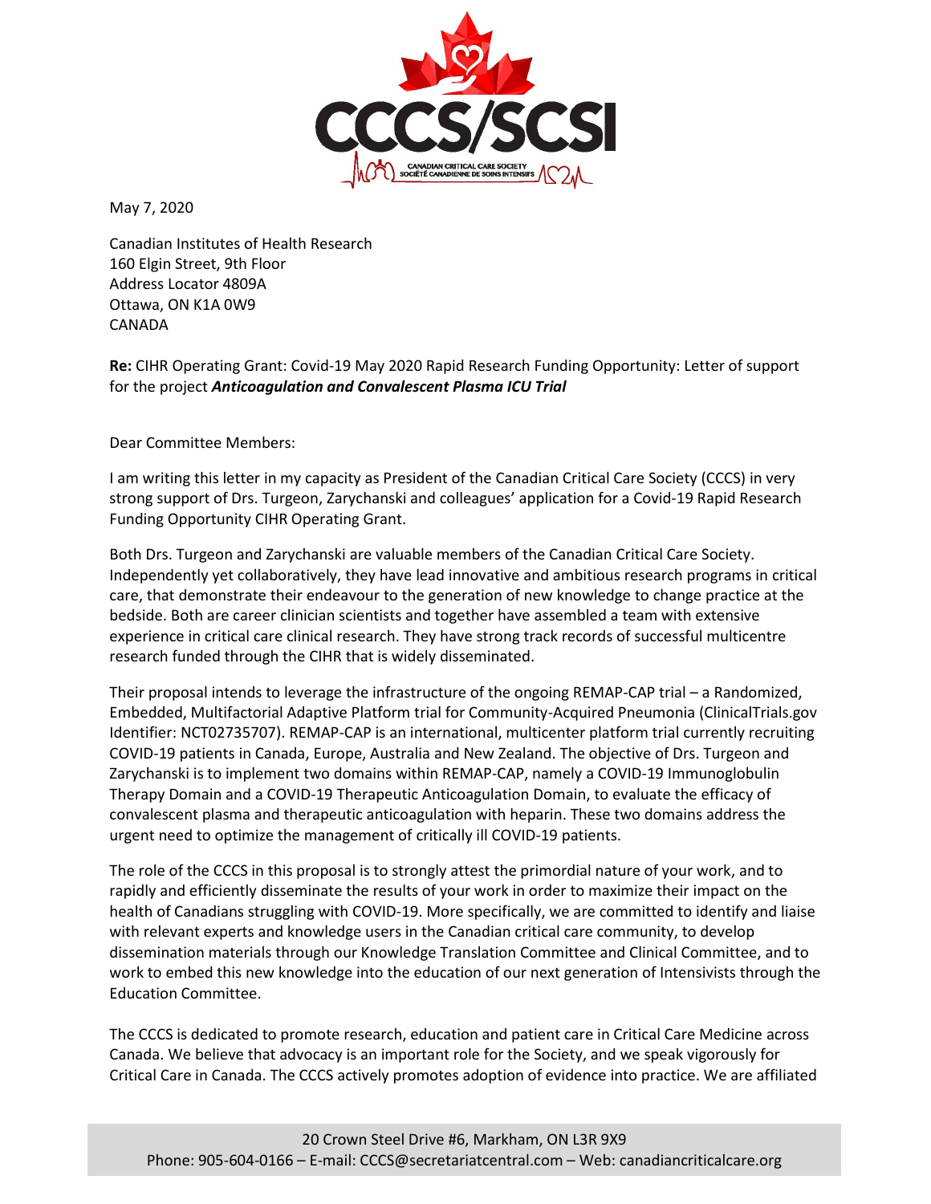CCCS/SCSI

CANADIAN CRITICAL CARE SOCIETY
SOCIÉTÉ CANADIENNE DE SOINS INTENSIFS

May 7, 2020

Canadian Institutes of Health Research
160 Elgin Street, 9th Floor
Address Locator 4809A
Ottawa, ON K1A 0W9
CANADA

**Re:** CIHR Operating Grant: Covid-19 May 2020 Rapid Research Funding Opportunity: Letter of support for the project ***Anticoagulation and Convalescent Plasma ICU Trial***

Dear Committee Members:

I am writing this letter in my capacity as President of the Canadian Critical Care Society (CCCS) in very strong support of Drs. Turgeon, Zarychanski and colleagues' application for a Covid-19 Rapid Research Funding Opportunity CIHR Operating Grant.

Both Drs. Turgeon and Zarychanski are valuable members of the Canadian Critical Care Society. Independently yet collaboratively, they have lead innovative and ambitious research programs in critical care, that demonstrate their endeavour to the generation of new knowledge to change practice at the bedside. Both are career clinician scientists and together have assembled a team with extensive experience in critical care clinical research. They have strong track records of successful multicentre research funded through the CIHR that is widely disseminated.

Their proposal intends to leverage the infrastructure of the ongoing REMAP-CAP trial – a Randomized, Embedded, Multifactorial Adaptive Platform trial for Community-Acquired Pneumonia (ClinicalTrials.gov Identifier: NCT02735707). REMAP-CAP is an international, multicenter platform trial currently recruiting COVID-19 patients in Canada, Europe, Australia and New Zealand. The objective of Drs. Turgeon and Zarychanski is to implement two domains within REMAP-CAP, namely a COVID-19 Immunoglobulin Therapy Domain and a COVID-19 Therapeutic Anticoagulation Domain, to evaluate the efficacy of convalescent plasma and therapeutic anticoagulation with heparin. These two domains address the urgent need to optimize the management of critically ill COVID-19 patients.

The role of the CCCS in this proposal is to strongly attest the primordial nature of your work, and to rapidly and efficiently disseminate the results of your work in order to maximize their impact on the health of Canadians struggling with COVID-19. More specifically, we are committed to identify and liaise with relevant experts and knowledge users in the Canadian critical care community, to develop dissemination materials through our Knowledge Translation Committee and Clinical Committee, and to work to embed this new knowledge into the education of our next generation of Intensivists through the Education Committee.

The CCCS is dedicated to promote research, education and patient care in Critical Care Medicine across Canada. We believe that advocacy is an important role for the Society, and we speak vigorously for Critical Care in Canada. The CCCS actively promotes adoption of evidence into practice. We are affiliated

20 Crown Steel Drive #6, Markham, ON L3R 9X9
Phone: 905-604-0166 – E-mail: CCCS@secretariatcentral.com – Web: canadiancriticalcare.org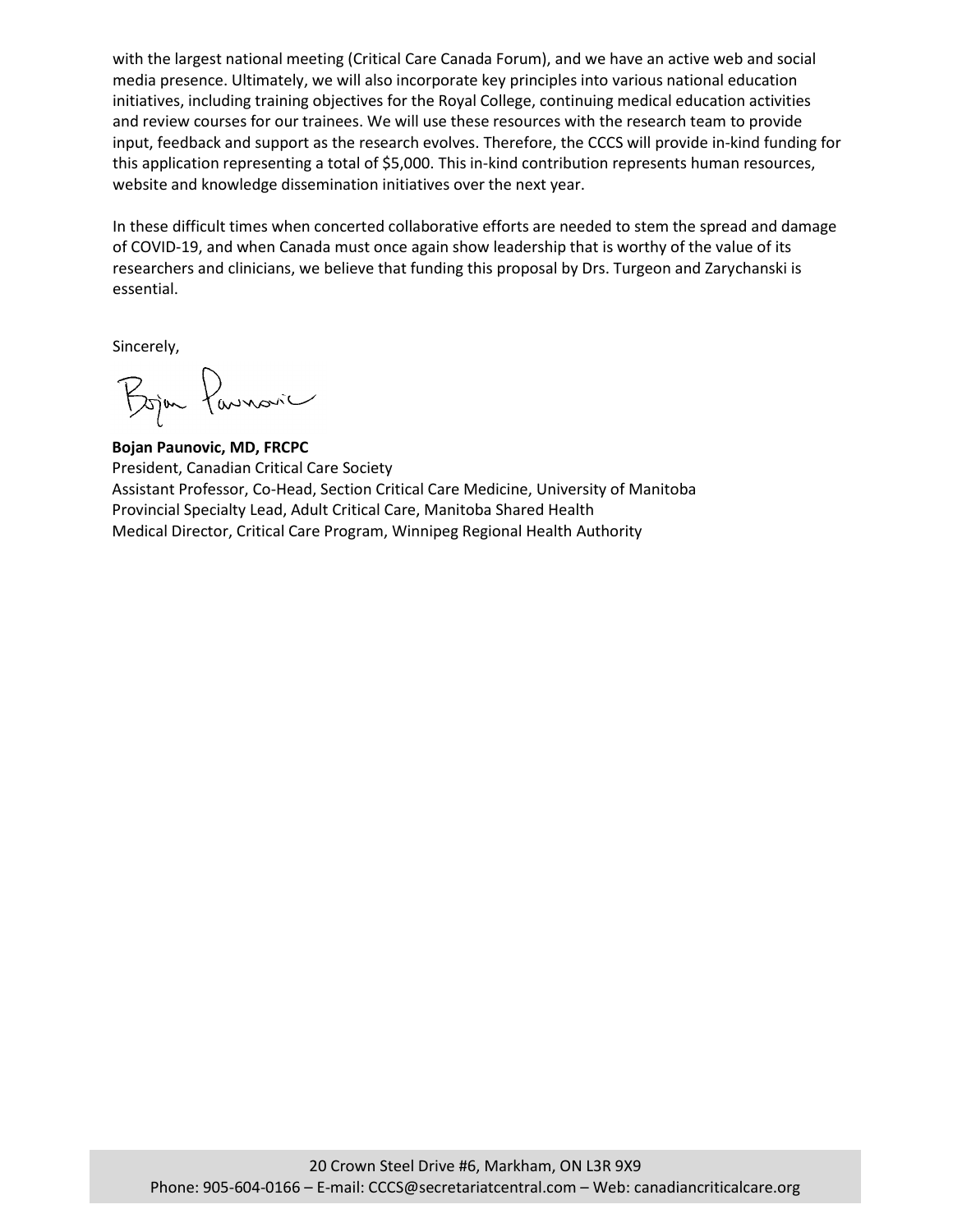with the largest national meeting (Critical Care Canada Forum), and we have an active web and social media presence. Ultimately, we will also incorporate key principles into various national education initiatives, including training objectives for the Royal College, continuing medical education activities and review courses for our trainees. We will use these resources with the research team to provide input, feedback and support as the research evolves. Therefore, the CCCS will provide in-kind funding for this application representing a total of $5,000. This in-kind contribution represents human resources, website and knowledge dissemination initiatives over the next year.

In these difficult times when concerted collaborative efforts are needed to stem the spread and damage of COVID-19, and when Canada must once again show leadership that is worthy of the value of its researchers and clinicians, we believe that funding this proposal by Drs. Turgeon and Zarychanski is essential.

Sincerely,

Bojan Paunovic

**Bojan Paunovic, MD, FRCPC**
President, Canadian Critical Care Society
Assistant Professor, Co-Head, Section Critical Care Medicine, University of Manitoba
Provincial Specialty Lead, Adult Critical Care, Manitoba Shared Health
Medical Director, Critical Care Program, Winnipeg Regional Health Authority

20 Crown Steel Drive #6, Markham, ON L3R 9X9
Phone: 905-604-0166 – E-mail: CCCS@secretariatcentral.com – Web: canadiancriticalcare.org